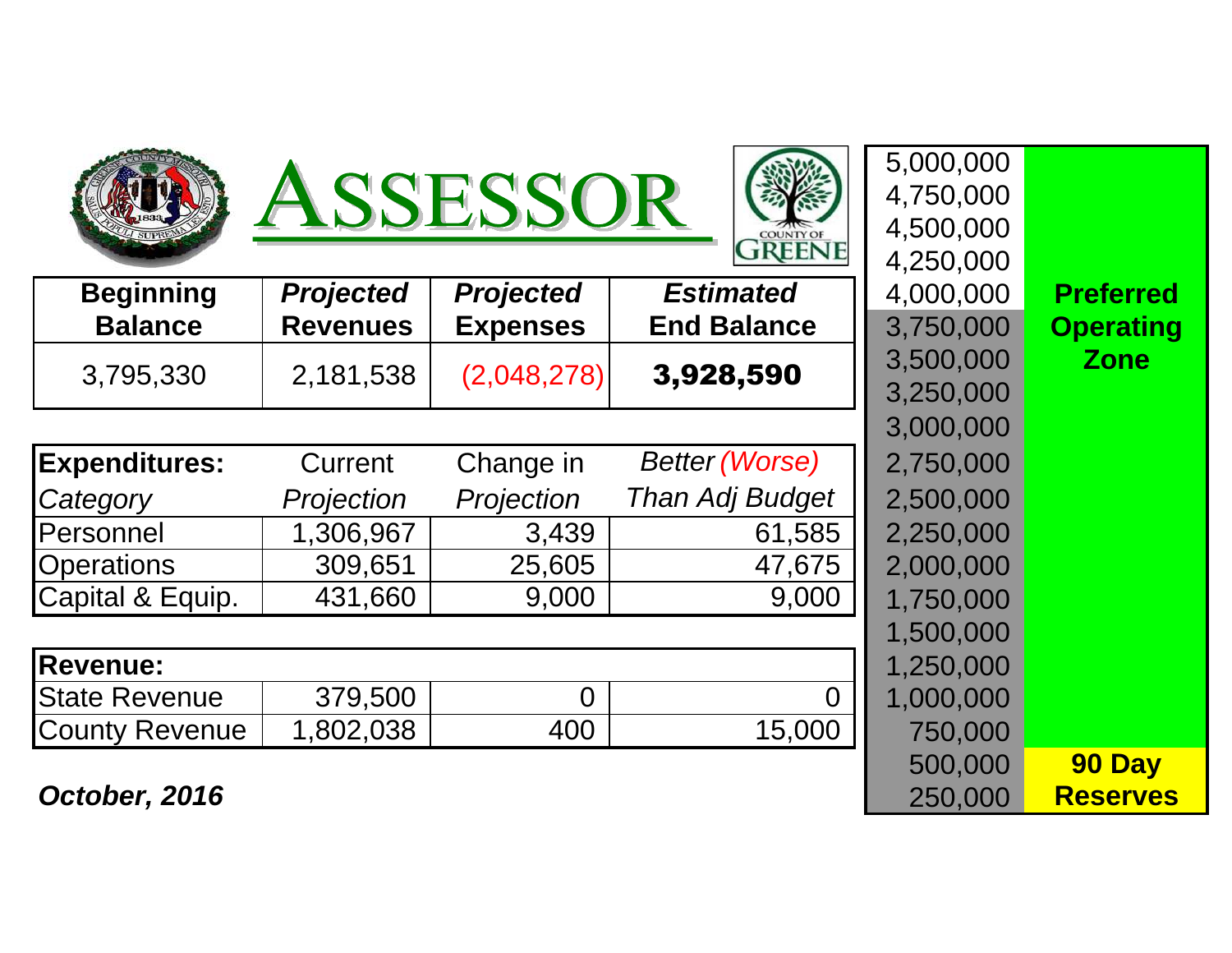# ASSESSOR

COUNTY OF GREENE

| Beginning Balance | *Projected* Revenues | *Projected* Expenses | *Estimated* End Balance |
|---|---|---|---|
| 3,795,330 | 2,181,538 | (2,048,278) | **3,928,590** |

| **Expenditures:** *Category* | Current *Projection* | Change in *Projection* | *Better (Worse) Than Adj Budget* |
|---|---|---|---|
| Personnel | 1,306,967 | 3,439 | 61,585 |
| Operations | 309,651 | 25,605 | 47,675 |
| Capital & Equip. | 431,660 | 9,000 | 9,000 |

| **Revenue:** | | | |
|---|---|---|---|
| State Revenue | 379,500 | 0 | 0 |
| County Revenue | 1,802,038 | 400 | 15,000 |

***October, 2016***

| Scale | Zone |
|---|---|
| 5,000,000 | |
| 4,750,000 | |
| 4,500,000 | |
| 4,250,000 | |
| 4,000,000 | **Preferred Operating Zone** |
| 3,750,000 | |
| 3,500,000 | |
| 3,250,000 | |
| 3,000,000 | |
| 2,750,000 | |
| 2,500,000 | |
| 2,250,000 | |
| 2,000,000 | |
| 1,750,000 | |
| 1,500,000 | |
| 1,250,000 | |
| 1,000,000 | |
| 750,000 | |
| 500,000 | **90 Day Reserves** |
| 250,000 | |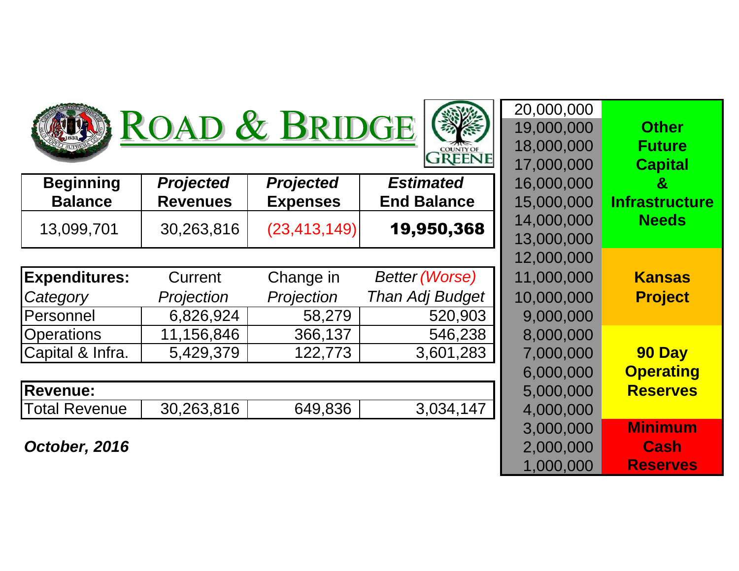# ROAD & BRIDGE

COUNTY OF GREENE

| Beginning Balance | *Projected Revenues* | *Projected Expenses* | *Estimated End Balance* |
|---|---|---|---|
| 13,099,701 | 30,263,816 | (23,413,149) | **19,950,368** |

| **Expenditures:** *Category* | Current *Projection* | Change in *Projection* | *Better (Worse) Than Adj Budget* |
|---|---|---|---|
| Personnel | 6,826,924 | 58,279 | 520,903 |
| Operations | 11,156,846 | 366,137 | 546,238 |
| Capital & Infra. | 5,429,379 | 122,773 | 3,601,283 |
| **Revenue:** | | | |
| Total Revenue | 30,263,816 | 649,836 | 3,034,147 |

***October, 2016***

| Amount | Reserve Level |
|---|---|
| 20,000,000 | **Other Future Capital & Infrastructure Needs** |
| 19,000,000 | |
| 18,000,000 | |
| 17,000,000 | |
| 16,000,000 | |
| 15,000,000 | |
| 14,000,000 | |
| 13,000,000 | |
| 12,000,000 | **Kansas Project** |
| 11,000,000 | |
| 10,000,000 | |
| 9,000,000 | |
| 8,000,000 | **90 Day Operating Reserves** |
| 7,000,000 | |
| 6,000,000 | |
| 5,000,000 | |
| 4,000,000 | |
| 3,000,000 | **Minimum Cash Reserves** |
| 2,000,000 | |
| 1,000,000 | |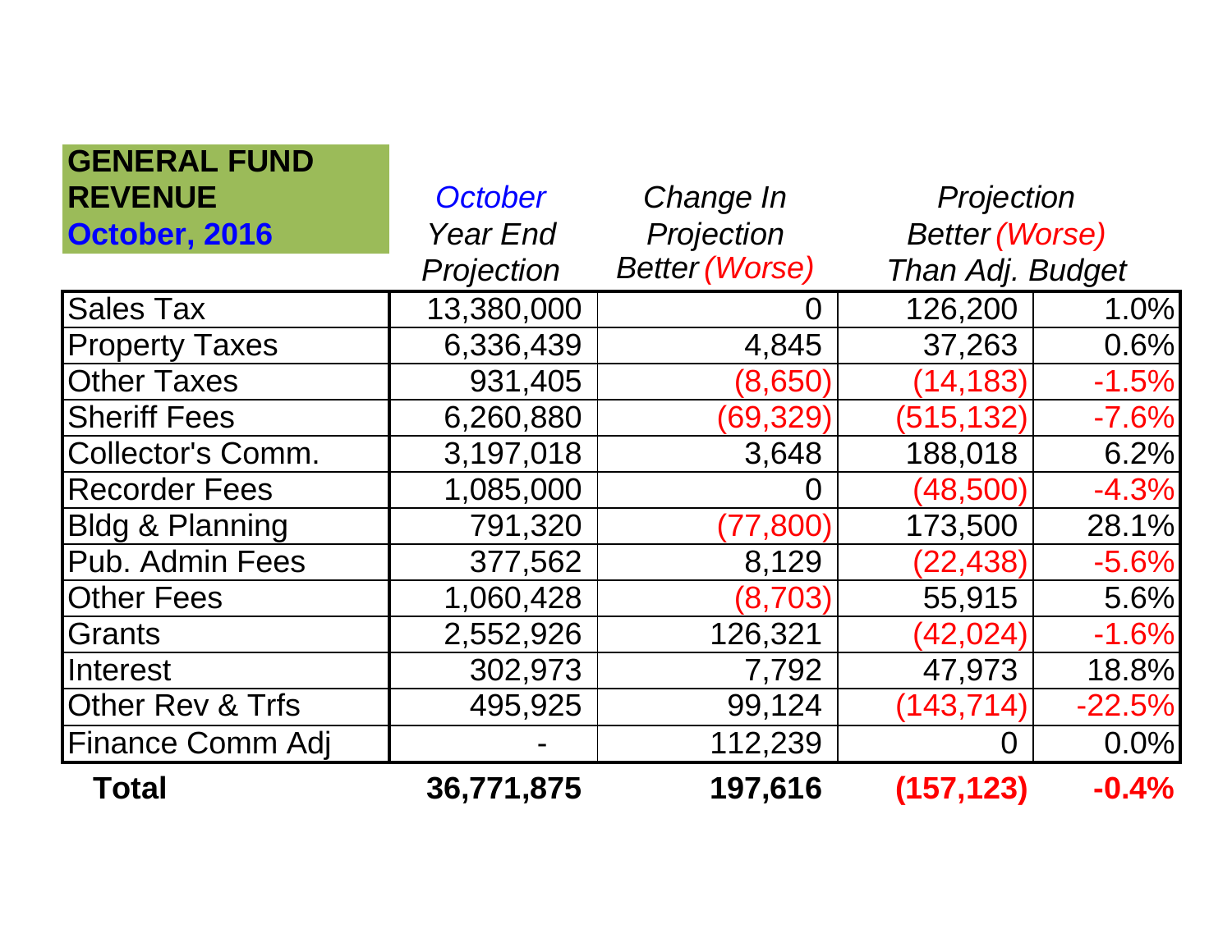| GENERAL FUND REVENUE October, 2016 | *October* *Year End Projection* | *Change In Projection Better (Worse)* | *Projection Better (Worse) Than Adj. Budget* | |
|---|---|---|---|---|
| Sales Tax | 13,380,000 | 0 | 126,200 | 1.0% |
| Property Taxes | 6,336,439 | 4,845 | 37,263 | 0.6% |
| Other Taxes | 931,405 | (8,650) | (14,183) | -1.5% |
| Sheriff Fees | 6,260,880 | (69,329) | (515,132) | -7.6% |
| Collector's Comm. | 3,197,018 | 3,648 | 188,018 | 6.2% |
| Recorder Fees | 1,085,000 | 0 | (48,500) | -4.3% |
| Bldg & Planning | 791,320 | (77,800) | 173,500 | 28.1% |
| Pub. Admin Fees | 377,562 | 8,129 | (22,438) | -5.6% |
| Other Fees | 1,060,428 | (8,703) | 55,915 | 5.6% |
| Grants | 2,552,926 | 126,321 | (42,024) | -1.6% |
| Interest | 302,973 | 7,792 | 47,973 | 18.8% |
| Other Rev & Trfs | 495,925 | 99,124 | (143,714) | -22.5% |
| Finance Comm Adj | - | 112,239 | 0 | 0.0% |
| **Total** | **36,771,875** | **197,616** | **(157,123)** | **-0.4%** |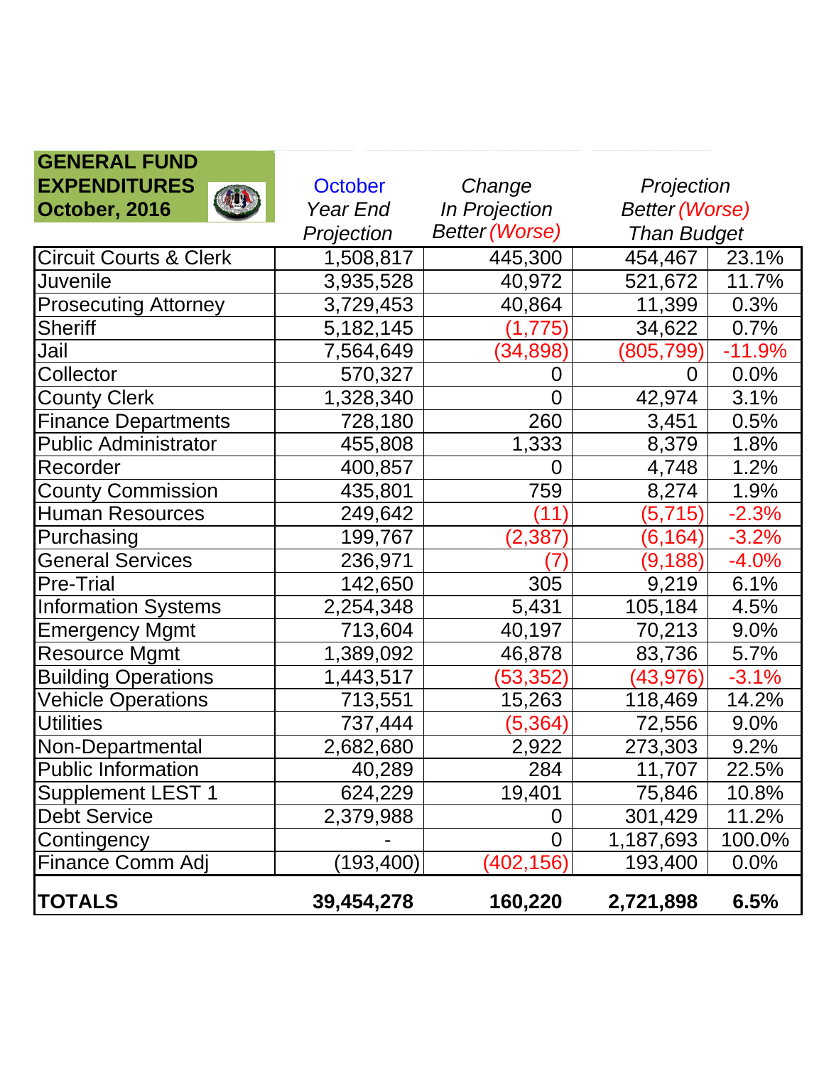| GENERAL FUND EXPENDITURES October, 2016 | October Year End Projection | Change In Projection Better (Worse) | Projection Better (Worse) Than Budget | |
|---|---|---|---|---|
| Circuit Courts & Clerk | 1,508,817 | 445,300 | 454,467 | 23.1% |
| Juvenile | 3,935,528 | 40,972 | 521,672 | 11.7% |
| Prosecuting Attorney | 3,729,453 | 40,864 | 11,399 | 0.3% |
| Sheriff | 5,182,145 | (1,775) | 34,622 | 0.7% |
| Jail | 7,564,649 | (34,898) | (805,799) | -11.9% |
| Collector | 570,327 | 0 | 0 | 0.0% |
| County Clerk | 1,328,340 | 0 | 42,974 | 3.1% |
| Finance Departments | 728,180 | 260 | 3,451 | 0.5% |
| Public Administrator | 455,808 | 1,333 | 8,379 | 1.8% |
| Recorder | 400,857 | 0 | 4,748 | 1.2% |
| County Commission | 435,801 | 759 | 8,274 | 1.9% |
| Human Resources | 249,642 | (11) | (5,715) | -2.3% |
| Purchasing | 199,767 | (2,387) | (6,164) | -3.2% |
| General Services | 236,971 | (7) | (9,188) | -4.0% |
| Pre-Trial | 142,650 | 305 | 9,219 | 6.1% |
| Information Systems | 2,254,348 | 5,431 | 105,184 | 4.5% |
| Emergency Mgmt | 713,604 | 40,197 | 70,213 | 9.0% |
| Resource Mgmt | 1,389,092 | 46,878 | 83,736 | 5.7% |
| Building Operations | 1,443,517 | (53,352) | (43,976) | -3.1% |
| Vehicle Operations | 713,551 | 15,263 | 118,469 | 14.2% |
| Utilities | 737,444 | (5,364) | 72,556 | 9.0% |
| Non-Departmental | 2,682,680 | 2,922 | 273,303 | 9.2% |
| Public Information | 40,289 | 284 | 11,707 | 22.5% |
| Supplement LEST 1 | 624,229 | 19,401 | 75,846 | 10.8% |
| Debt Service | 2,379,988 | 0 | 301,429 | 11.2% |
| Contingency | - | 0 | 1,187,693 | 100.0% |
| Finance Comm Adj | (193,400) | (402,156) | 193,400 | 0.0% |
| **TOTALS** | **39,454,278** | **160,220** | **2,721,898** | **6.5%** |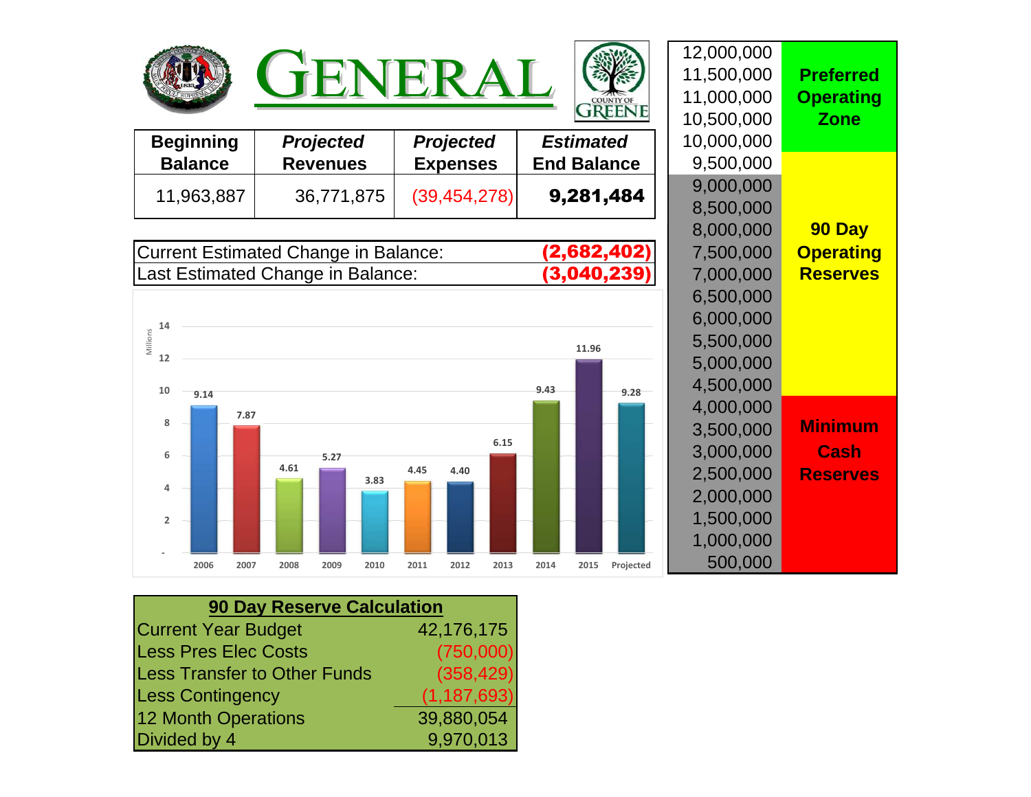# GENERAL

COUNTY OF GREENE

| Beginning Balance | *Projected* Revenues | *Projected* Expenses | *Estimated* End Balance |
|---|---|---|---|
| 11,963,887 | 36,771,875 | (39,454,278) | **9,281,484** |

| | |
|---|---|
| Current Estimated Change in Balance: | **(2,682,402)** |
| Last Estimated Change in Balance: | **(3,040,239)** |

Millions

14
12
10
8
6
4
2
-

9.14
7.87
4.61
5.27
3.83
4.45
4.40
6.15
9.43
11.96
9.28

2006
2007
2008
2009
2010
2011
2012
2013
2014
2015
Projected

12,000,000
11,500,000
11,000,000
10,500,000
10,000,000
9,500,000
9,000,000
8,500,000
8,000,000
7,500,000
7,000,000
6,500,000
6,000,000
5,500,000
5,000,000
4,500,000
4,000,000
3,500,000
3,000,000
2,500,000
2,000,000
1,500,000
1,000,000
500,000

**Preferred Operating Zone**

**90 Day Operating Reserves**

**Minimum Cash Reserves**

| 90 Day Reserve Calculation | |
|---|---|
| Current Year Budget | 42,176,175 |
| Less Pres Elec Costs | (750,000) |
| Less Transfer to Other Funds | (358,429) |
| Less Contingency | (1,187,693) |
| 12 Month Operations | 39,880,054 |
| Divided by 4 | 9,970,013 |